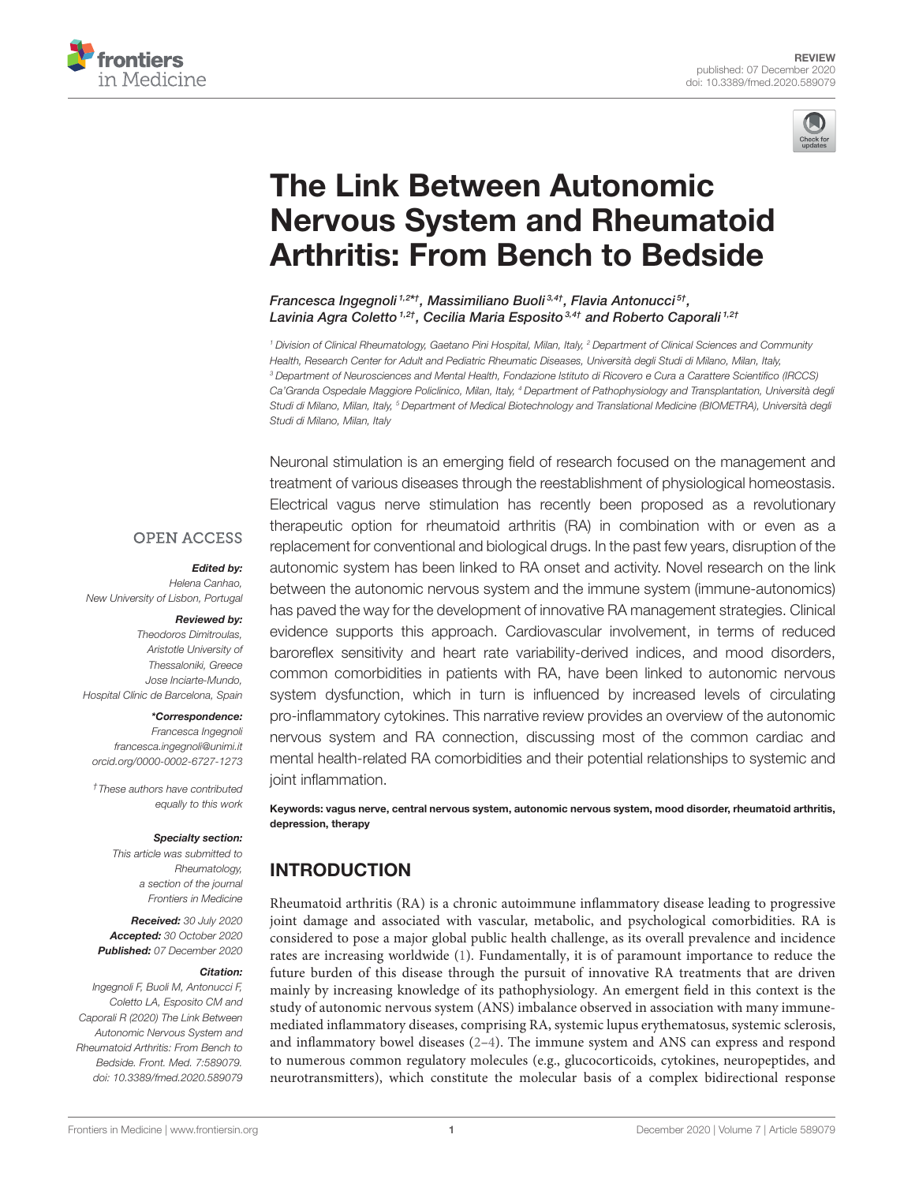REVIEW
published: 07 December 2020
doi: 10.3389/fmed.2020.589079

# The Link Between Autonomic Nervous System and Rheumatoid Arthritis: From Bench to Bedside

*Francesca Ingegnoli*[1,2*†], *Massimiliano Buoli*[3,4†], *Flavia Antonucci*[5†], *Lavinia Agra Coletto*[1,2†], *Cecilia Maria Esposito*[3,4†] and *Roberto Caporali*[1,2†]

[1] Division of Clinical Rheumatology, Gaetano Pini Hospital, Milan, Italy, [2] Department of Clinical Sciences and Community Health, Research Center for Adult and Pediatric Rheumatic Diseases, Università degli Studi di Milano, Milan, Italy, [3] Department of Neurosciences and Mental Health, Fondazione Istituto di Ricovero e Cura a Carattere Scientifico (IRCCS) Ca'Granda Ospedale Maggiore Policlinico, Milan, Italy, [4] Department of Pathophysiology and Transplantation, Università degli Studi di Milano, Milan, Italy, [5] Department of Medical Biotechnology and Translational Medicine (BIOMETRA), Università degli Studi di Milano, Milan, Italy

OPEN ACCESS

**Edited by:**
Helena Canhao,
New University of Lisbon, Portugal

**Reviewed by:**
Theodoros Dimitroulas,
Aristotle University of Thessaloniki, Greece
Jose Inciarte-Mundo,
Hospital Clínic de Barcelona, Spain

**\*Correspondence:**
Francesca Ingegnoli
francesca.ingegnoli@unimi.it
orcid.org/0000-0002-6727-1273

† These authors have contributed equally to this work

**Specialty section:**
This article was submitted to Rheumatology, a section of the journal Frontiers in Medicine

**Received:** 30 July 2020
**Accepted:** 30 October 2020
**Published:** 07 December 2020

**Citation:**
Ingegnoli F, Buoli M, Antonucci F, Coletto LA, Esposito CM and Caporali R (2020) The Link Between Autonomic Nervous System and Rheumatoid Arthritis: From Bench to Bedside. Front. Med. 7:589079. doi: 10.3389/fmed.2020.589079

Neuronal stimulation is an emerging field of research focused on the management and treatment of various diseases through the reestablishment of physiological homeostasis. Electrical vagus nerve stimulation has recently been proposed as a revolutionary therapeutic option for rheumatoid arthritis (RA) in combination with or even as a replacement for conventional and biological drugs. In the past few years, disruption of the autonomic system has been linked to RA onset and activity. Novel research on the link between the autonomic nervous system and the immune system (immune-autonomics) has paved the way for the development of innovative RA management strategies. Clinical evidence supports this approach. Cardiovascular involvement, in terms of reduced baroreflex sensitivity and heart rate variability-derived indices, and mood disorders, common comorbidities in patients with RA, have been linked to autonomic nervous system dysfunction, which in turn is influenced by increased levels of circulating pro-inflammatory cytokines. This narrative review provides an overview of the autonomic nervous system and RA connection, discussing most of the common cardiac and mental health-related RA comorbidities and their potential relationships to systemic and joint inflammation.

**Keywords: vagus nerve, central nervous system, autonomic nervous system, mood disorder, rheumatoid arthritis, depression, therapy**

## INTRODUCTION

Rheumatoid arthritis (RA) is a chronic autoimmune inflammatory disease leading to progressive joint damage and associated with vascular, metabolic, and psychological comorbidities. RA is considered to pose a major global public health challenge, as its overall prevalence and incidence rates are increasing worldwide (1). Fundamentally, it is of paramount importance to reduce the future burden of this disease through the pursuit of innovative RA treatments that are driven mainly by increasing knowledge of its pathophysiology. An emergent field in this context is the study of autonomic nervous system (ANS) imbalance observed in association with many immune-mediated inflammatory diseases, comprising RA, systemic lupus erythematosus, systemic sclerosis, and inflammatory bowel diseases (2–4). The immune system and ANS can express and respond to numerous common regulatory molecules (e.g., glucocorticoids, cytokines, neuropeptides, and neurotransmitters), which constitute the molecular basis of a complex bidirectional response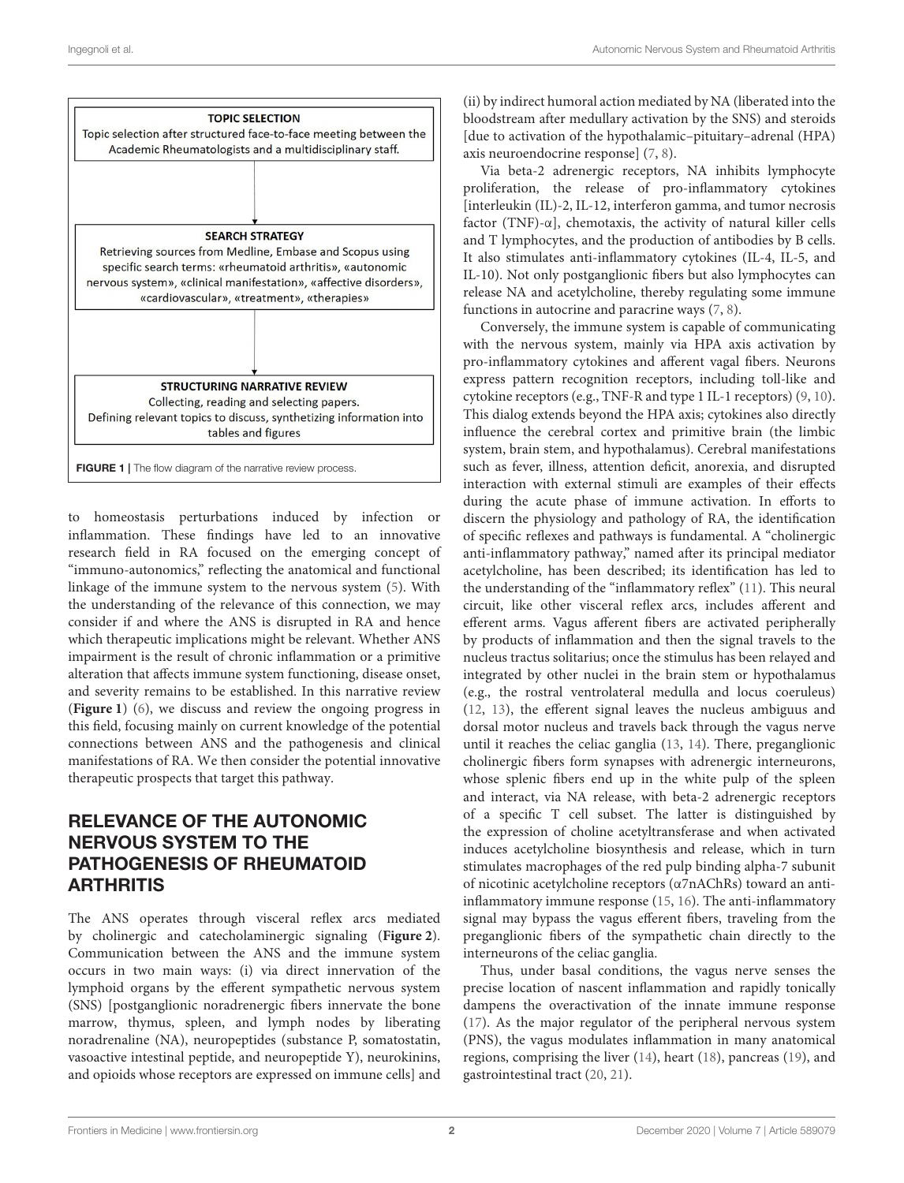**TOPIC SELECTION**
Topic selection after structured face-to-face meeting between the Academic Rheumatologists and a multidisciplinary staff.

**SEARCH STRATEGY**
Retrieving sources from Medline, Embase and Scopus using specific search terms: «rheumatoid arthritis», «autonomic nervous system», «clinical manifestation», «affective disorders», «cardiovascular», «treatment», «therapies»

**STRUCTURING NARRATIVE REVIEW**
Collecting, reading and selecting papers.
Defining relevant topics to discuss, synthetizing information into tables and figures

**FIGURE 1** | The flow diagram of the narrative review process.

to homeostasis perturbations induced by infection or inflammation. These findings have led to an innovative research field in RA focused on the emerging concept of "immuno-autonomics," reflecting the anatomical and functional linkage of the immune system to the nervous system (5). With the understanding of the relevance of this connection, we may consider if and where the ANS is disrupted in RA and hence which therapeutic implications might be relevant. Whether ANS impairment is the result of chronic inflammation or a primitive alteration that affects immune system functioning, disease onset, and severity remains to be established. In this narrative review (**Figure 1**) (6), we discuss and review the ongoing progress in this field, focusing mainly on current knowledge of the potential connections between ANS and the pathogenesis and clinical manifestations of RA. We then consider the potential innovative therapeutic prospects that target this pathway.

## RELEVANCE OF THE AUTONOMIC NERVOUS SYSTEM TO THE PATHOGENESIS OF RHEUMATOID ARTHRITIS

The ANS operates through visceral reflex arcs mediated by cholinergic and catecholaminergic signaling (**Figure 2**). Communication between the ANS and the immune system occurs in two main ways: (i) via direct innervation of the lymphoid organs by the efferent sympathetic nervous system (SNS) [postganglionic noradrenergic fibers innervate the bone marrow, thymus, spleen, and lymph nodes by liberating noradrenaline (NA), neuropeptides (substance P, somatostatin, vasoactive intestinal peptide, and neuropeptide Y), neurokinins, and opioids whose receptors are expressed on immune cells] and (ii) by indirect humoral action mediated by NA (liberated into the bloodstream after medullary activation by the SNS) and steroids [due to activation of the hypothalamic–pituitary–adrenal (HPA) axis neuroendocrine response] (7, 8).

Via beta-2 adrenergic receptors, NA inhibits lymphocyte proliferation, the release of pro-inflammatory cytokines [interleukin (IL)-2, IL-12, interferon gamma, and tumor necrosis factor (TNF)-α], chemotaxis, the activity of natural killer cells and T lymphocytes, and the production of antibodies by B cells. It also stimulates anti-inflammatory cytokines (IL-4, IL-5, and IL-10). Not only postganglionic fibers but also lymphocytes can release NA and acetylcholine, thereby regulating some immune functions in autocrine and paracrine ways (7, 8).

Conversely, the immune system is capable of communicating with the nervous system, mainly via HPA axis activation by pro-inflammatory cytokines and afferent vagal fibers. Neurons express pattern recognition receptors, including toll-like and cytokine receptors (e.g., TNF-R and type 1 IL-1 receptors) (9, 10). This dialog extends beyond the HPA axis; cytokines also directly influence the cerebral cortex and primitive brain (the limbic system, brain stem, and hypothalamus). Cerebral manifestations such as fever, illness, attention deficit, anorexia, and disrupted interaction with external stimuli are examples of their effects during the acute phase of immune activation. In efforts to discern the physiology and pathology of RA, the identification of specific reflexes and pathways is fundamental. A "cholinergic anti-inflammatory pathway," named after its principal mediator acetylcholine, has been described; its identification has led to the understanding of the "inflammatory reflex" (11). This neural circuit, like other visceral reflex arcs, includes afferent and efferent arms. Vagus afferent fibers are activated peripherally by products of inflammation and then the signal travels to the nucleus tractus solitarius; once the stimulus has been relayed and integrated by other nuclei in the brain stem or hypothalamus (e.g., the rostral ventrolateral medulla and locus coeruleus) (12, 13), the efferent signal leaves the nucleus ambiguus and dorsal motor nucleus and travels back through the vagus nerve until it reaches the celiac ganglia (13, 14). There, preganglionic cholinergic fibers form synapses with adrenergic interneurons, whose splenic fibers end up in the white pulp of the spleen and interact, via NA release, with beta-2 adrenergic receptors of a specific T cell subset. The latter is distinguished by the expression of choline acetyltransferase and when activated induces acetylcholine biosynthesis and release, which in turn stimulates macrophages of the red pulp binding alpha-7 subunit of nicotinic acetylcholine receptors (α7nAChRs) toward an anti-inflammatory immune response (15, 16). The anti-inflammatory signal may bypass the vagus efferent fibers, traveling from the preganglionic fibers of the sympathetic chain directly to the interneurons of the celiac ganglia.

Thus, under basal conditions, the vagus nerve senses the precise location of nascent inflammation and rapidly tonically dampens the overactivation of the innate immune response (17). As the major regulator of the peripheral nervous system (PNS), the vagus modulates inflammation in many anatomical regions, comprising the liver (14), heart (18), pancreas (19), and gastrointestinal tract (20, 21).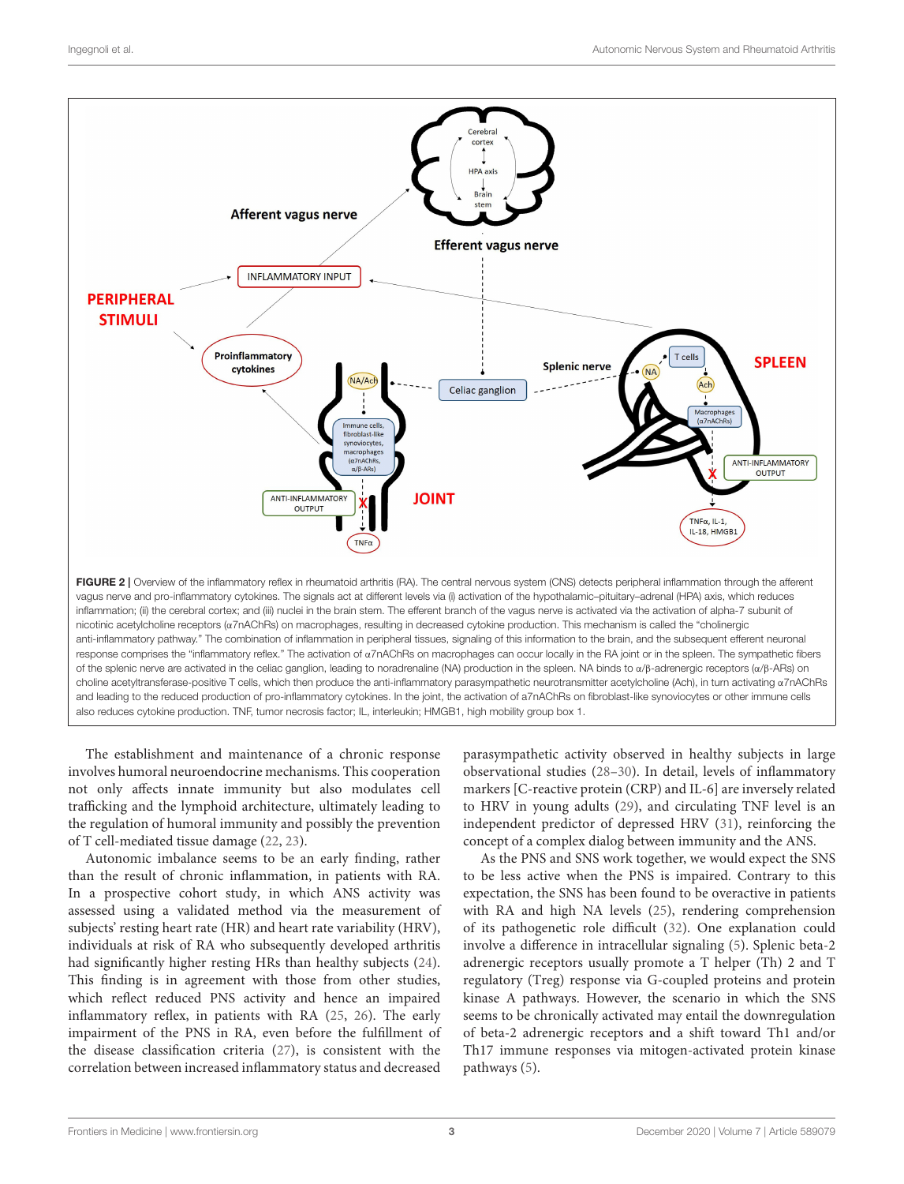FIGURE 2 | Overview of the inflammatory reflex in rheumatoid arthritis (RA). The central nervous system (CNS) detects peripheral inflammation through the afferent vagus nerve and pro-inflammatory cytokines. The signals act at different levels via (i) activation of the hypothalamic–pituitary–adrenal (HPA) axis, which reduces inflammation; (ii) the cerebral cortex; and (iii) nuclei in the brain stem. The efferent branch of the vagus nerve is activated via the activation of alpha-7 subunit of nicotinic acetylcholine receptors (α7nAChRs) on macrophages, resulting in decreased cytokine production. This mechanism is called the "cholinergic anti-inflammatory pathway." The combination of inflammation in peripheral tissues, signaling of this information to the brain, and the subsequent efferent neuronal response comprises the "inflammatory reflex." The activation of α7nAChRs on macrophages can occur locally in the RA joint or in the spleen. The sympathetic fibers of the splenic nerve are activated in the celiac ganglion, leading to noradrenaline (NA) production in the spleen. NA binds to α/β-adrenergic receptors (α/β-ARs) on choline acetyltransferase-positive T cells, which then produce the anti-inflammatory parasympathetic neurotransmitter acetylcholine (Ach), in turn activating α7nAChRs and leading to the reduced production of pro-inflammatory cytokines. In the joint, the activation of a7nAChRs on fibroblast-like synoviocytes or other immune cells also reduces cytokine production. TNF, tumor necrosis factor; IL, interleukin; HMGB1, high mobility group box 1.

The establishment and maintenance of a chronic response involves humoral neuroendocrine mechanisms. This cooperation not only affects innate immunity but also modulates cell trafficking and the lymphoid architecture, ultimately leading to the regulation of humoral immunity and possibly the prevention of T cell-mediated tissue damage (22, 23).

Autonomic imbalance seems to be an early finding, rather than the result of chronic inflammation, in patients with RA. In a prospective cohort study, in which ANS activity was assessed using a validated method via the measurement of subjects' resting heart rate (HR) and heart rate variability (HRV), individuals at risk of RA who subsequently developed arthritis had significantly higher resting HRs than healthy subjects (24). This finding is in agreement with those from other studies, which reflect reduced PNS activity and hence an impaired inflammatory reflex, in patients with RA (25, 26). The early impairment of the PNS in RA, even before the fulfillment of the disease classification criteria (27), is consistent with the correlation between increased inflammatory status and decreased parasympathetic activity observed in healthy subjects in large observational studies (28–30). In detail, levels of inflammatory markers [C-reactive protein (CRP) and IL-6] are inversely related to HRV in young adults (29), and circulating TNF level is an independent predictor of depressed HRV (31), reinforcing the concept of a complex dialog between immunity and the ANS.

As the PNS and SNS work together, we would expect the SNS to be less active when the PNS is impaired. Contrary to this expectation, the SNS has been found to be overactive in patients with RA and high NA levels (25), rendering comprehension of its pathogenetic role difficult (32). One explanation could involve a difference in intracellular signaling (5). Splenic beta-2 adrenergic receptors usually promote a T helper (Th) 2 and T regulatory (Treg) response via G-coupled proteins and protein kinase A pathways. However, the scenario in which the SNS seems to be chronically activated may entail the downregulation of beta-2 adrenergic receptors and a shift toward Th1 and/or Th17 immune responses via mitogen-activated protein kinase pathways (5).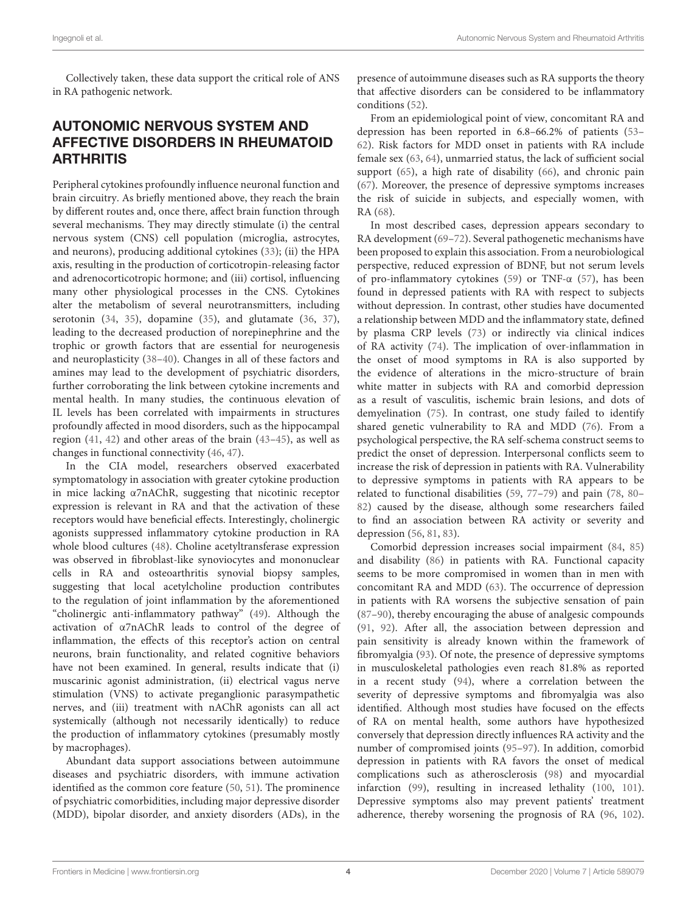Collectively taken, these data support the critical role of ANS in RA pathogenic network.

## AUTONOMIC NERVOUS SYSTEM AND AFFECTIVE DISORDERS IN RHEUMATOID ARTHRITIS

Peripheral cytokines profoundly influence neuronal function and brain circuitry. As briefly mentioned above, they reach the brain by different routes and, once there, affect brain function through several mechanisms. They may directly stimulate (i) the central nervous system (CNS) cell population (microglia, astrocytes, and neurons), producing additional cytokines (33); (ii) the HPA axis, resulting in the production of corticotropin-releasing factor and adrenocorticotropic hormone; and (iii) cortisol, influencing many other physiological processes in the CNS. Cytokines alter the metabolism of several neurotransmitters, including serotonin (34, 35), dopamine (35), and glutamate (36, 37), leading to the decreased production of norepinephrine and the trophic or growth factors that are essential for neurogenesis and neuroplasticity (38–40). Changes in all of these factors and amines may lead to the development of psychiatric disorders, further corroborating the link between cytokine increments and mental health. In many studies, the continuous elevation of IL levels has been correlated with impairments in structures profoundly affected in mood disorders, such as the hippocampal region (41, 42) and other areas of the brain (43–45), as well as changes in functional connectivity (46, 47).

In the CIA model, researchers observed exacerbated symptomatology in association with greater cytokine production in mice lacking α7nAChR, suggesting that nicotinic receptor expression is relevant in RA and that the activation of these receptors would have beneficial effects. Interestingly, cholinergic agonists suppressed inflammatory cytokine production in RA whole blood cultures (48). Choline acetyltransferase expression was observed in fibroblast-like synoviocytes and mononuclear cells in RA and osteoarthritis synovial biopsy samples, suggesting that local acetylcholine production contributes to the regulation of joint inflammation by the aforementioned "cholinergic anti-inflammatory pathway" (49). Although the activation of α7nAChR leads to control of the degree of inflammation, the effects of this receptor's action on central neurons, brain functionality, and related cognitive behaviors have not been examined. In general, results indicate that (i) muscarinic agonist administration, (ii) electrical vagus nerve stimulation (VNS) to activate preganglionic parasympathetic nerves, and (iii) treatment with nAChR agonists can all act systemically (although not necessarily identically) to reduce the production of inflammatory cytokines (presumably mostly by macrophages).

Abundant data support associations between autoimmune diseases and psychiatric disorders, with immune activation identified as the common core feature (50, 51). The prominence of psychiatric comorbidities, including major depressive disorder (MDD), bipolar disorder, and anxiety disorders (ADs), in the presence of autoimmune diseases such as RA supports the theory that affective disorders can be considered to be inflammatory conditions (52).

From an epidemiological point of view, concomitant RA and depression has been reported in 6.8–66.2% of patients (53–62). Risk factors for MDD onset in patients with RA include female sex (63, 64), unmarried status, the lack of sufficient social support (65), a high rate of disability (66), and chronic pain (67). Moreover, the presence of depressive symptoms increases the risk of suicide in subjects, and especially women, with RA (68).

In most described cases, depression appears secondary to RA development (69–72). Several pathogenetic mechanisms have been proposed to explain this association. From a neurobiological perspective, reduced expression of BDNF, but not serum levels of pro-inflammatory cytokines (59) or TNF-α (57), has been found in depressed patients with RA with respect to subjects without depression. In contrast, other studies have documented a relationship between MDD and the inflammatory state, defined by plasma CRP levels (73) or indirectly via clinical indices of RA activity (74). The implication of over-inflammation in the onset of mood symptoms in RA is also supported by the evidence of alterations in the micro-structure of brain white matter in subjects with RA and comorbid depression as a result of vasculitis, ischemic brain lesions, and dots of demyelination (75). In contrast, one study failed to identify shared genetic vulnerability to RA and MDD (76). From a psychological perspective, the RA self-schema construct seems to predict the onset of depression. Interpersonal conflicts seem to increase the risk of depression in patients with RA. Vulnerability to depressive symptoms in patients with RA appears to be related to functional disabilities (59, 77–79) and pain (78, 80–82) caused by the disease, although some researchers failed to find an association between RA activity or severity and depression (56, 81, 83).

Comorbid depression increases social impairment (84, 85) and disability (86) in patients with RA. Functional capacity seems to be more compromised in women than in men with concomitant RA and MDD (63). The occurrence of depression in patients with RA worsens the subjective sensation of pain (87–90), thereby encouraging the abuse of analgesic compounds (91, 92). After all, the association between depression and pain sensitivity is already known within the framework of fibromyalgia (93). Of note, the presence of depressive symptoms in musculoskeletal pathologies even reach 81.8% as reported in a recent study (94), where a correlation between the severity of depressive symptoms and fibromyalgia was also identified. Although most studies have focused on the effects of RA on mental health, some authors have hypothesized conversely that depression directly influences RA activity and the number of compromised joints (95–97). In addition, comorbid depression in patients with RA favors the onset of medical complications such as atherosclerosis (98) and myocardial infarction (99), resulting in increased lethality (100, 101). Depressive symptoms also may prevent patients' treatment adherence, thereby worsening the prognosis of RA (96, 102).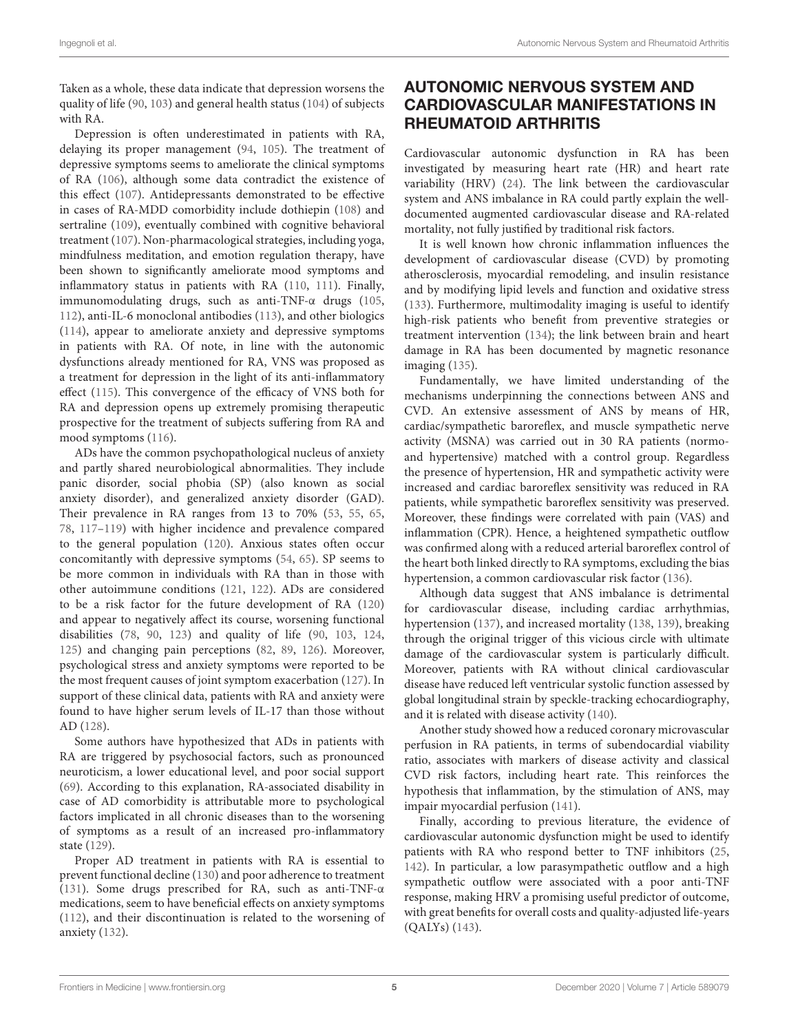Taken as a whole, these data indicate that depression worsens the quality of life (90, 103) and general health status (104) of subjects with RA.

Depression is often underestimated in patients with RA, delaying its proper management (94, 105). The treatment of depressive symptoms seems to ameliorate the clinical symptoms of RA (106), although some data contradict the existence of this effect (107). Antidepressants demonstrated to be effective in cases of RA-MDD comorbidity include dothiepin (108) and sertraline (109), eventually combined with cognitive behavioral treatment (107). Non-pharmacological strategies, including yoga, mindfulness meditation, and emotion regulation therapy, have been shown to significantly ameliorate mood symptoms and inflammatory status in patients with RA (110, 111). Finally, immunomodulating drugs, such as anti-TNF-α drugs (105, 112), anti-IL-6 monoclonal antibodies (113), and other biologics (114), appear to ameliorate anxiety and depressive symptoms in patients with RA. Of note, in line with the autonomic dysfunctions already mentioned for RA, VNS was proposed as a treatment for depression in the light of its anti-inflammatory effect (115). This convergence of the efficacy of VNS both for RA and depression opens up extremely promising therapeutic prospective for the treatment of subjects suffering from RA and mood symptoms (116).

ADs have the common psychopathological nucleus of anxiety and partly shared neurobiological abnormalities. They include panic disorder, social phobia (SP) (also known as social anxiety disorder), and generalized anxiety disorder (GAD). Their prevalence in RA ranges from 13 to 70% (53, 55, 65, 78, 117–119) with higher incidence and prevalence compared to the general population (120). Anxious states often occur concomitantly with depressive symptoms (54, 65). SP seems to be more common in individuals with RA than in those with other autoimmune conditions (121, 122). ADs are considered to be a risk factor for the future development of RA (120) and appear to negatively affect its course, worsening functional disabilities (78, 90, 123) and quality of life (90, 103, 124, 125) and changing pain perceptions (82, 89, 126). Moreover, psychological stress and anxiety symptoms were reported to be the most frequent causes of joint symptom exacerbation (127). In support of these clinical data, patients with RA and anxiety were found to have higher serum levels of IL-17 than those without AD (128).

Some authors have hypothesized that ADs in patients with RA are triggered by psychosocial factors, such as pronounced neuroticism, a lower educational level, and poor social support (69). According to this explanation, RA-associated disability in case of AD comorbidity is attributable more to psychological factors implicated in all chronic diseases than to the worsening of symptoms as a result of an increased pro-inflammatory state (129).

Proper AD treatment in patients with RA is essential to prevent functional decline (130) and poor adherence to treatment (131). Some drugs prescribed for RA, such as anti-TNF-α medications, seem to have beneficial effects on anxiety symptoms (112), and their discontinuation is related to the worsening of anxiety (132).

## AUTONOMIC NERVOUS SYSTEM AND CARDIOVASCULAR MANIFESTATIONS IN RHEUMATOID ARTHRITIS

Cardiovascular autonomic dysfunction in RA has been investigated by measuring heart rate (HR) and heart rate variability (HRV) (24). The link between the cardiovascular system and ANS imbalance in RA could partly explain the well-documented augmented cardiovascular disease and RA-related mortality, not fully justified by traditional risk factors.

It is well known how chronic inflammation influences the development of cardiovascular disease (CVD) by promoting atherosclerosis, myocardial remodeling, and insulin resistance and by modifying lipid levels and function and oxidative stress (133). Furthermore, multimodality imaging is useful to identify high-risk patients who benefit from preventive strategies or treatment intervention (134); the link between brain and heart damage in RA has been documented by magnetic resonance imaging (135).

Fundamentally, we have limited understanding of the mechanisms underpinning the connections between ANS and CVD. An extensive assessment of ANS by means of HR, cardiac/sympathetic baroreflex, and muscle sympathetic nerve activity (MSNA) was carried out in 30 RA patients (normo- and hypertensive) matched with a control group. Regardless the presence of hypertension, HR and sympathetic activity were increased and cardiac baroreflex sensitivity was reduced in RA patients, while sympathetic baroreflex sensitivity was preserved. Moreover, these findings were correlated with pain (VAS) and inflammation (CPR). Hence, a heightened sympathetic outflow was confirmed along with a reduced arterial baroreflex control of the heart both linked directly to RA symptoms, excluding the bias hypertension, a common cardiovascular risk factor (136).

Although data suggest that ANS imbalance is detrimental for cardiovascular disease, including cardiac arrhythmias, hypertension (137), and increased mortality (138, 139), breaking through the original trigger of this vicious circle with ultimate damage of the cardiovascular system is particularly difficult. Moreover, patients with RA without clinical cardiovascular disease have reduced left ventricular systolic function assessed by global longitudinal strain by speckle-tracking echocardiography, and it is related with disease activity (140).

Another study showed how a reduced coronary microvascular perfusion in RA patients, in terms of subendocardial viability ratio, associates with markers of disease activity and classical CVD risk factors, including heart rate. This reinforces the hypothesis that inflammation, by the stimulation of ANS, may impair myocardial perfusion (141).

Finally, according to previous literature, the evidence of cardiovascular autonomic dysfunction might be used to identify patients with RA who respond better to TNF inhibitors (25, 142). In particular, a low parasympathetic outflow and a high sympathetic outflow were associated with a poor anti-TNF response, making HRV a promising useful predictor of outcome, with great benefits for overall costs and quality-adjusted life-years (QALYs) (143).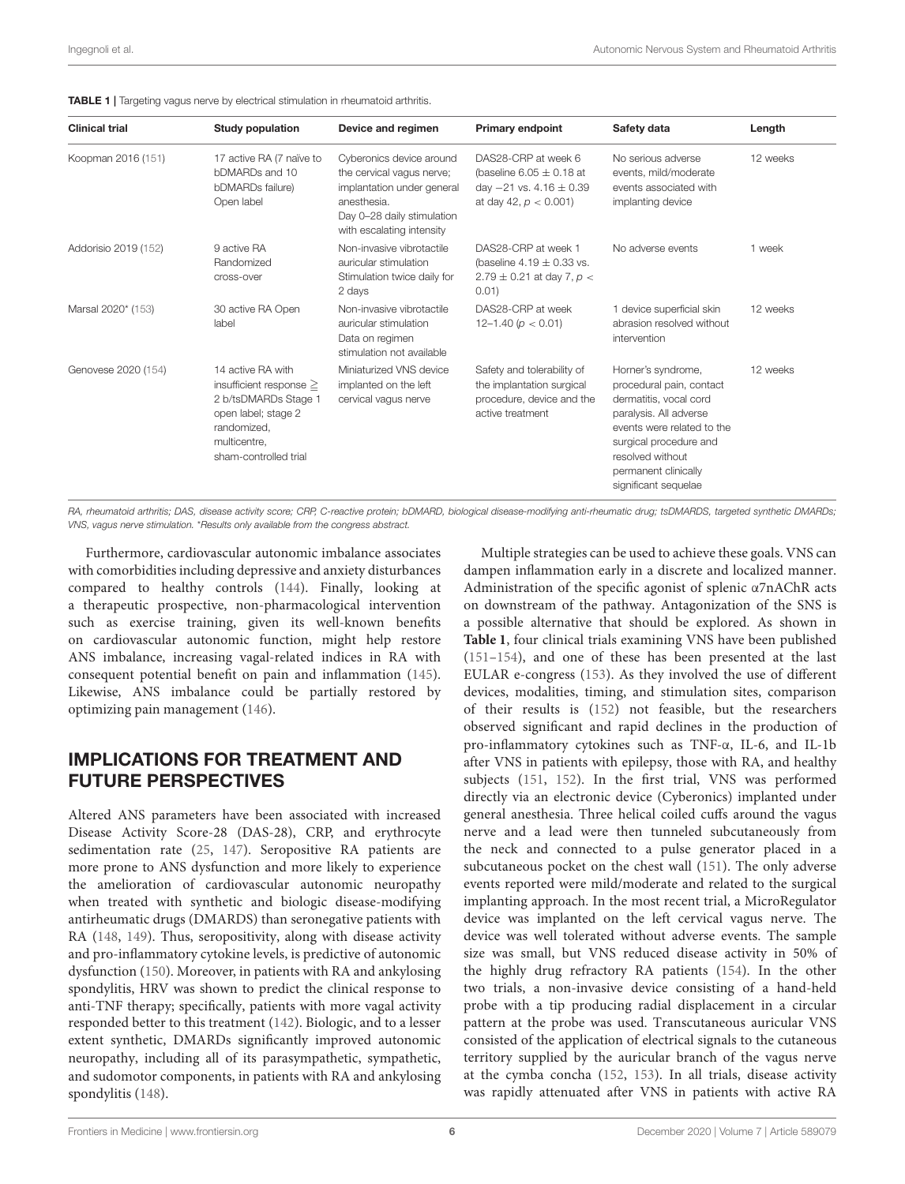**TABLE 1** | Targeting vagus nerve by electrical stimulation in rheumatoid arthritis.

| Clinical trial | Study population | Device and regimen | Primary endpoint | Safety data | Length |
|---|---|---|---|---|---|
| Koopman 2016 (151) | 17 active RA (7 naïve to bDMARDs and 10 bDMARDs failure) Open label | Cyberonics device around the cervical vagus nerve; implantation under general anesthesia. Day 0–28 daily stimulation with escalating intensity | DAS28-CRP at week 6 (baseline $6.05 \pm 0.18$ at day −21 vs. $4.16 \pm 0.39$ at day 42, $p < 0.001$) | No serious adverse events, mild/moderate events associated with implanting device | 12 weeks |
| Addorisio 2019 (152) | 9 active RA Randomized cross-over | Non-invasive vibrotactile auricular stimulation Stimulation twice daily for 2 days | DAS28-CRP at week 1 (baseline $4.19 \pm 0.33$ vs. $2.79 \pm 0.21$ at day 7, $p < 0.01$) | No adverse events | 1 week |
| Marsal 2020* (153) | 30 active RA Open label | Non-invasive vibrotactile auricular stimulation Data on regimen stimulation not available | DAS28-CRP at week 12–1.40 ($p < 0.01$) | 1 device superficial skin abrasion resolved without intervention | 12 weeks |
| Genovese 2020 (154) | 14 active RA with insufficient response ≧ 2 b/tsDMARDs Stage 1 open label; stage 2 randomized, multicentre, sham-controlled trial | Miniaturized VNS device implanted on the left cervical vagus nerve | Safety and tolerability of the implantation surgical procedure, device and the active treatment | Horner's syndrome, procedural pain, contact dermatitis, vocal cord paralysis. All adverse events were related to the surgical procedure and resolved without permanent clinically significant sequelae | 12 weeks |

*RA, rheumatoid arthritis; DAS, disease activity score; CRP, C-reactive protein; bDMARD, biological disease-modifying anti-rheumatic drug; tsDMARDS, targeted synthetic DMARDs; VNS, vagus nerve stimulation. *Results only available from the congress abstract.*

Furthermore, cardiovascular autonomic imbalance associates with comorbidities including depressive and anxiety disturbances compared to healthy controls (144). Finally, looking at a therapeutic prospective, non-pharmacological intervention such as exercise training, given its well-known benefits on cardiovascular autonomic function, might help restore ANS imbalance, increasing vagal-related indices in RA with consequent potential benefit on pain and inflammation (145). Likewise, ANS imbalance could be partially restored by optimizing pain management (146).

## IMPLICATIONS FOR TREATMENT AND FUTURE PERSPECTIVES

Altered ANS parameters have been associated with increased Disease Activity Score-28 (DAS-28), CRP, and erythrocyte sedimentation rate (25, 147). Seropositive RA patients are more prone to ANS dysfunction and more likely to experience the amelioration of cardiovascular autonomic neuropathy when treated with synthetic and biologic disease-modifying antirheumatic drugs (DMARDS) than seronegative patients with RA (148, 149). Thus, seropositivity, along with disease activity and pro-inflammatory cytokine levels, is predictive of autonomic dysfunction (150). Moreover, in patients with RA and ankylosing spondylitis, HRV was shown to predict the clinical response to anti-TNF therapy; specifically, patients with more vagal activity responded better to this treatment (142). Biologic, and to a lesser extent synthetic, DMARDs significantly improved autonomic neuropathy, including all of its parasympathetic, sympathetic, and sudomotor components, in patients with RA and ankylosing spondylitis (148).

Multiple strategies can be used to achieve these goals. VNS can dampen inflammation early in a discrete and localized manner. Administration of the specific agonist of splenic α7nAChR acts on downstream of the pathway. Antagonization of the SNS is a possible alternative that should be explored. As shown in **Table 1**, four clinical trials examining VNS have been published (151–154), and one of these has been presented at the last EULAR e-congress (153). As they involved the use of different devices, modalities, timing, and stimulation sites, comparison of their results is (152) not feasible, but the researchers observed significant and rapid declines in the production of pro-inflammatory cytokines such as TNF-α, IL-6, and IL-1b after VNS in patients with epilepsy, those with RA, and healthy subjects (151, 152). In the first trial, VNS was performed directly via an electronic device (Cyberonics) implanted under general anesthesia. Three helical coiled cuffs around the vagus nerve and a lead were then tunneled subcutaneously from the neck and connected to a pulse generator placed in a subcutaneous pocket on the chest wall (151). The only adverse events reported were mild/moderate and related to the surgical implanting approach. In the most recent trial, a MicroRegulator device was implanted on the left cervical vagus nerve. The device was well tolerated without adverse events. The sample size was small, but VNS reduced disease activity in 50% of the highly drug refractory RA patients (154). In the other two trials, a non-invasive device consisting of a hand-held probe with a tip producing radial displacement in a circular pattern at the probe was used. Transcutaneous auricular VNS consisted of the application of electrical signals to the cutaneous territory supplied by the auricular branch of the vagus nerve at the cymba concha (152, 153). In all trials, disease activity was rapidly attenuated after VNS in patients with active RA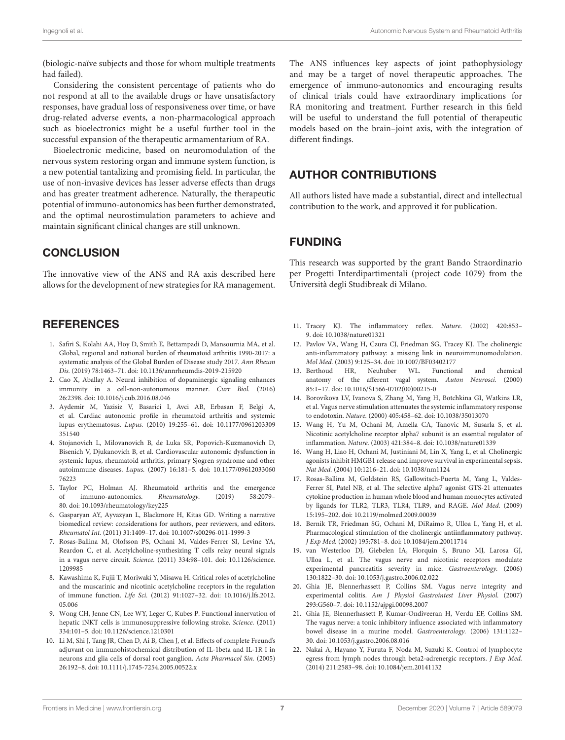(biologic-naïve subjects and those for whom multiple treatments had failed).

Considering the consistent percentage of patients who do not respond at all to the available drugs or have unsatisfactory responses, have gradual loss of responsiveness over time, or have drug-related adverse events, a non-pharmacological approach such as bioelectronics might be a useful further tool in the successful expansion of the therapeutic armamentarium of RA.

Bioelectronic medicine, based on neuromodulation of the nervous system restoring organ and immune system function, is a new potential tantalizing and promising field. In particular, the use of non-invasive devices has lesser adverse effects than drugs and has greater treatment adherence. Naturally, the therapeutic potential of immuno-autonomics has been further demonstrated, and the optimal neurostimulation parameters to achieve and maintain significant clinical changes are still unknown.

## CONCLUSION

The innovative view of the ANS and RA axis described here allows for the development of new strategies for RA management. The ANS influences key aspects of joint pathophysiology and may be a target of novel therapeutic approaches. The emergence of immuno-autonomics and encouraging results of clinical trials could have extraordinary implications for RA monitoring and treatment. Further research in this field will be useful to understand the full potential of therapeutic models based on the brain–joint axis, with the integration of different findings.

## AUTHOR CONTRIBUTIONS

All authors listed have made a substantial, direct and intellectual contribution to the work, and approved it for publication.

## FUNDING

This research was supported by the grant Bando Straordinario per Progetti Interdipartimentali (project code 1079) from the Università degli Studibreak di Milano.

## REFERENCES

1. Safiri S, Kolahi AA, Hoy D, Smith E, Bettampadi D, Mansournia MA, et al. Global, regional and national burden of rheumatoid arthritis 1990-2017: a systematic analysis of the Global Burden of Disease study 2017. *Ann Rheum Dis.* (2019) 78:1463–71. doi: 10.1136/annrheumdis-2019-215920
2. Cao X, Aballay A. Neural inhibition of dopaminergic signaling enhances immunity in a cell-non-autonomous manner. *Curr Biol.* (2016) 26:2398. doi: 10.1016/j.cub.2016.08.046
3. Aydemir M, Yazisiz V, Basarici I, Avci AB, Erbasan F, Belgi A, et al. Cardiac autonomic profile in rheumatoid arthritis and systemic lupus erythematosus. *Lupus.* (2010) 19:255–61. doi: 10.1177/0961203309351540
4. Stojanovich L, Milovanovich B, de Luka SR, Popovich-Kuzmanovich D, Bisenich V, Djukanovich B, et al. Cardiovascular autonomic dysfunction in systemic lupus, rheumatoid arthritis, primary Sjogren syndrome and other autoimmune diseases. *Lupus.* (2007) 16:181–5. doi: 10.1177/0961203306076223
5. Taylor PC, Holman AJ. Rheumatoid arthritis and the emergence of immuno-autonomics. *Rheumatology.* (2019) 58:2079–80. doi: 10.1093/rheumatology/key225
6. Gasparyan AY, Ayvazyan L, Blackmore H, Kitas GD. Writing a narrative biomedical review: considerations for authors, peer reviewers, and editors. *Rheumatol Int.* (2011) 31:1409–17. doi: 10.1007/s00296-011-1999-3
7. Rosas-Ballina M, Olofsson PS, Ochani M, Valdes-Ferrer SI, Levine YA, Reardon C, et al. Acetylcholine-synthesizing T cells relay neural signals in a vagus nerve circuit. *Science.* (2011) 334:98–101. doi: 10.1126/science.1209985
8. Kawashima K, Fujii T, Moriwaki Y, Misawa H. Critical roles of acetylcholine and the muscarinic and nicotinic acetylcholine receptors in the regulation of immune function. *Life Sci.* (2012) 91:1027–32. doi: 10.1016/j.lfs.2012.05.006
9. Wong CH, Jenne CN, Lee WY, Leger C, Kubes P. Functional innervation of hepatic iNKT cells is immunosuppressive following stroke. *Science.* (2011) 334:101–5. doi: 10.1126/science.1210301
10. Li M, Shi J, Tang JR, Chen D, Ai B, Chen J, et al. Effects of complete Freund's adjuvant on immunohistochemical distribution of IL-1beta and IL-1R I in neurons and glia cells of dorsal root ganglion. *Acta Pharmacol Sin.* (2005) 26:192–8. doi: 10.1111/j.1745-7254.2005.00522.x
11. Tracey KJ. The inflammatory reflex. *Nature.* (2002) 420:853–9. doi: 10.1038/nature01321
12. Pavlov VA, Wang H, Czura CJ, Friedman SG, Tracey KJ. The cholinergic anti-inflammatory pathway: a missing link in neuroimmunomodulation. *Mol Med.* (2003) 9:125–34. doi: 10.1007/BF03402177
13. Berthoud HR, Neuhuber WL. Functional and chemical anatomy of the afferent vagal system. *Auton Neurosci.* (2000) 85:1–17. doi: 10.1016/S1566-0702(00)00215-0
14. Borovikova LV, Ivanova S, Zhang M, Yang H, Botchkina GI, Watkins LR, et al. Vagus nerve stimulation attenuates the systemic inflammatory response to endotoxin. *Nature.* (2000) 405:458–62. doi: 10.1038/35013070
15. Wang H, Yu M, Ochani M, Amella CA, Tanovic M, Susarla S, et al. Nicotinic acetylcholine receptor alpha7 subunit is an essential regulator of inflammation. *Nature.* (2003) 421:384–8. doi: 10.1038/nature01339
16. Wang H, Liao H, Ochani M, Justiniani M, Lin X, Yang L, et al. Cholinergic agonists inhibit HMGB1 release and improve survival in experimental sepsis. *Nat Med.* (2004) 10:1216–21. doi: 10.1038/nm1124
17. Rosas-Ballina M, Goldstein RS, Gallowitsch-Puerta M, Yang L, Valdes-Ferrer SI, Patel NB, et al. The selective alpha7 agonist GTS-21 attenuates cytokine production in human whole blood and human monocytes activated by ligands for TLR2, TLR3, TLR4, TLR9, and RAGE. *Mol Med.* (2009) 15:195–202. doi: 10.2119/molmed.2009.00039
18. Bernik TR, Friedman SG, Ochani M, DiRaimo R, Ulloa L, Yang H, et al. Pharmacological stimulation of the cholinergic antiinflammatory pathway. *J Exp Med.* (2002) 195:781–8. doi: 10.1084/jem.20011714
19. van Westerloo DJ, Giebelen IA, Florquin S, Bruno MJ, Larosa GJ, Ulloa L, et al. The vagus nerve and nicotinic receptors modulate experimental pancreatitis severity in mice. *Gastroenterology.* (2006) 130:1822–30. doi: 10.1053/j.gastro.2006.02.022
20. Ghia JE, Blennerhassett P, Collins SM. Vagus nerve integrity and experimental colitis. *Am J Physiol Gastrointest Liver Physiol.* (2007) 293:G560–7. doi: 10.1152/ajpgi.00098.2007
21. Ghia JE, Blennerhassett P, Kumar-Ondiveeran H, Verdu EF, Collins SM. The vagus nerve: a tonic inhibitory influence associated with inflammatory bowel disease in a murine model. *Gastroenterology.* (2006) 131:1122–30. doi: 10.1053/j.gastro.2006.08.016
22. Nakai A, Hayano Y, Furuta F, Noda M, Suzuki K. Control of lymphocyte egress from lymph nodes through beta2-adrenergic receptors. *J Exp Med.* (2014) 211:2583–98. doi: 10.1084/jem.20141132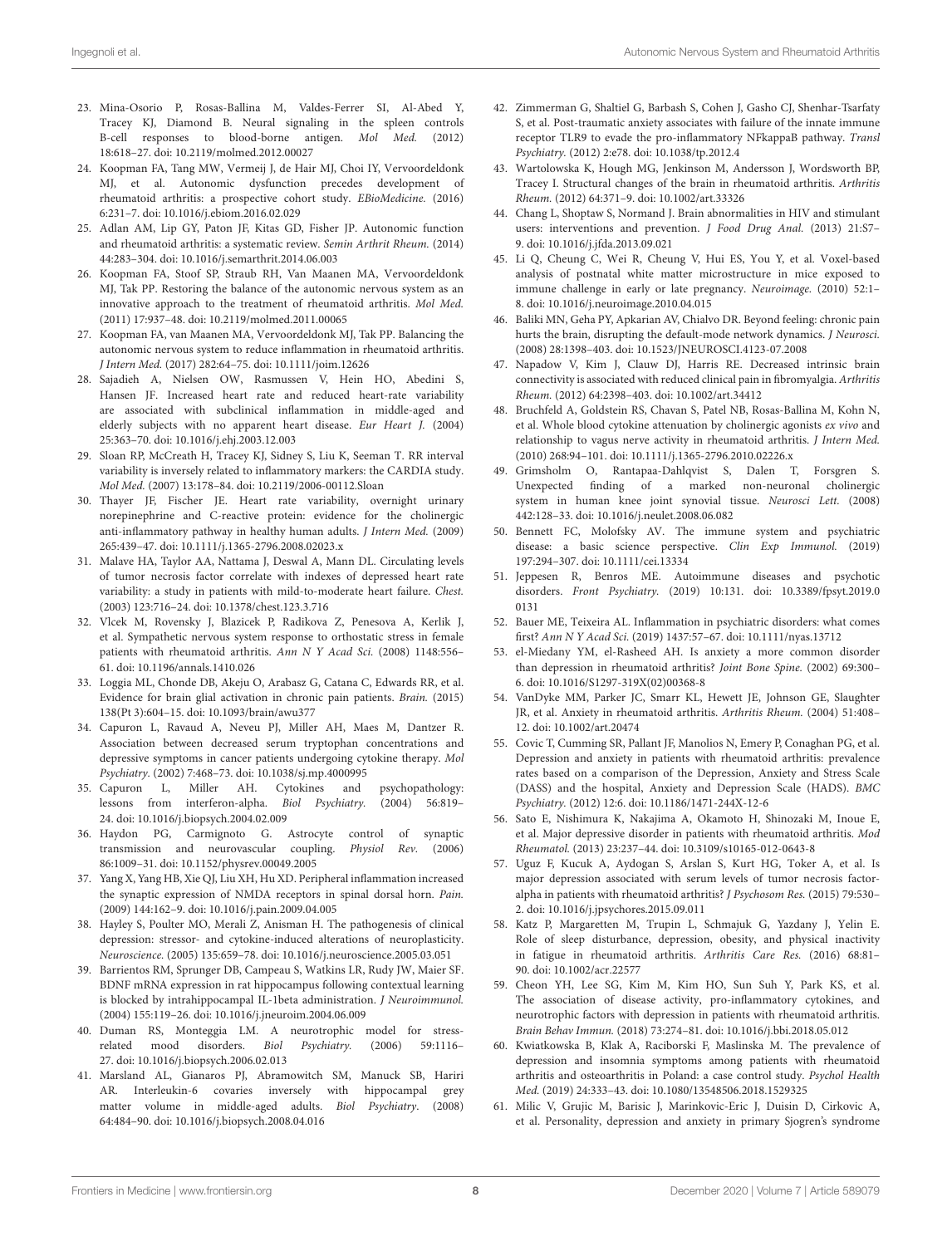23. Mina-Osorio P, Rosas-Ballina M, Valdes-Ferrer SI, Al-Abed Y, Tracey KJ, Diamond B. Neural signaling in the spleen controls B-cell responses to blood-borne antigen. *Mol Med.* (2012) 18:618–27. doi: 10.2119/molmed.2012.00027
24. Koopman FA, Tang MW, Vermeij J, de Hair MJ, Choi IY, Vervoordeldonk MJ, et al. Autonomic dysfunction precedes development of rheumatoid arthritis: a prospective cohort study. *EBioMedicine.* (2016) 6:231–7. doi: 10.1016/j.ebiom.2016.02.029
25. Adlan AM, Lip GY, Paton JF, Kitas GD, Fisher JP. Autonomic function and rheumatoid arthritis: a systematic review. *Semin Arthrit Rheum.* (2014) 44:283–304. doi: 10.1016/j.semarthrit.2014.06.003
26. Koopman FA, Stoof SP, Straub RH, Van Maanen MA, Vervoordeldonk MJ, Tak PP. Restoring the balance of the autonomic nervous system as an innovative approach to the treatment of rheumatoid arthritis. *Mol Med.* (2011) 17:937–48. doi: 10.2119/molmed.2011.00065
27. Koopman FA, van Maanen MA, Vervoordeldonk MJ, Tak PP. Balancing the autonomic nervous system to reduce inflammation in rheumatoid arthritis. *J Intern Med.* (2017) 282:64–75. doi: 10.1111/joim.12626
28. Sajadieh A, Nielsen OW, Rasmussen V, Hein HO, Abedini S, Hansen JF. Increased heart rate and reduced heart-rate variability are associated with subclinical inflammation in middle-aged and elderly subjects with no apparent heart disease. *Eur Heart J.* (2004) 25:363–70. doi: 10.1016/j.ehj.2003.12.003
29. Sloan RP, McCreath H, Tracey KJ, Sidney S, Liu K, Seeman T. RR interval variability is inversely related to inflammatory markers: the CARDIA study. *Mol Med.* (2007) 13:178–84. doi: 10.2119/2006-00112.Sloan
30. Thayer JF, Fischer JE. Heart rate variability, overnight urinary norepinephrine and C-reactive protein: evidence for the cholinergic anti-inflammatory pathway in healthy human adults. *J Intern Med.* (2009) 265:439–47. doi: 10.1111/j.1365-2796.2008.02023.x
31. Malave HA, Taylor AA, Nattama J, Deswal A, Mann DL. Circulating levels of tumor necrosis factor correlate with indexes of depressed heart rate variability: a study in patients with mild-to-moderate heart failure. *Chest.* (2003) 123:716–24. doi: 10.1378/chest.123.3.716
32. Vlcek M, Rovensky J, Blazicek P, Radikova Z, Penesova A, Kerlik J, et al. Sympathetic nervous system response to orthostatic stress in female patients with rheumatoid arthritis. *Ann N Y Acad Sci.* (2008) 1148:556–61. doi: 10.1196/annals.1410.026
33. Loggia ML, Chonde DB, Akeju O, Arabasz G, Catana C, Edwards RR, et al. Evidence for brain glial activation in chronic pain patients. *Brain.* (2015) 138(Pt 3):604–15. doi: 10.1093/brain/awu377
34. Capuron L, Ravaud A, Neveu PJ, Miller AH, Maes M, Dantzer R. Association between decreased serum tryptophan concentrations and depressive symptoms in cancer patients undergoing cytokine therapy. *Mol Psychiatry.* (2002) 7:468–73. doi: 10.1038/sj.mp.4000995
35. Capuron L, Miller AH. Cytokines and psychopathology: lessons from interferon-alpha. *Biol Psychiatry.* (2004) 56:819–24. doi: 10.1016/j.biopsych.2004.02.009
36. Haydon PG, Carmignoto G. Astrocyte control of synaptic transmission and neurovascular coupling. *Physiol Rev.* (2006) 86:1009–31. doi: 10.1152/physrev.00049.2005
37. Yang X, Yang HB, Xie QJ, Liu XH, Hu XD. Peripheral inflammation increased the synaptic expression of NMDA receptors in spinal dorsal horn. *Pain.* (2009) 144:162–9. doi: 10.1016/j.pain.2009.04.005
38. Hayley S, Poulter MO, Merali Z, Anisman H. The pathogenesis of clinical depression: stressor- and cytokine-induced alterations of neuroplasticity. *Neuroscience.* (2005) 135:659–78. doi: 10.1016/j.neuroscience.2005.03.051
39. Barrientos RM, Sprunger DB, Campeau S, Watkins LR, Rudy JW, Maier SF. BDNF mRNA expression in rat hippocampus following contextual learning is blocked by intrahippocampal IL-1beta administration. *J Neuroimmunol.* (2004) 155:119–26. doi: 10.1016/j.jneuroim.2004.06.009
40. Duman RS, Monteggia LM. A neurotrophic model for stress-related mood disorders. *Biol Psychiatry.* (2006) 59:1116–27. doi: 10.1016/j.biopsych.2006.02.013
41. Marsland AL, Gianaros PJ, Abramowitch SM, Manuck SB, Hariri AR. Interleukin-6 covaries inversely with hippocampal grey matter volume in middle-aged adults. *Biol Psychiatry.* (2008) 64:484–90. doi: 10.1016/j.biopsych.2008.04.016
42. Zimmerman G, Shaltiel G, Barbash S, Cohen J, Gasho CJ, Shenhar-Tsarfaty S, et al. Post-traumatic anxiety associates with failure of the innate immune receptor TLR9 to evade the pro-inflammatory NFkappaB pathway. *Transl Psychiatry.* (2012) 2:e78. doi: 10.1038/tp.2012.4
43. Wartolowska K, Hough MG, Jenkinson M, Andersson J, Wordsworth BP, Tracey I. Structural changes of the brain in rheumatoid arthritis. *Arthritis Rheum.* (2012) 64:371–9. doi: 10.1002/art.33326
44. Chang L, Shoptaw S, Normand J. Brain abnormalities in HIV and stimulant users: interventions and prevention. *J Food Drug Anal.* (2013) 21:S7–9. doi: 10.1016/j.jfda.2013.09.021
45. Li Q, Cheung C, Wei R, Cheung V, Hui ES, You Y, et al. Voxel-based analysis of postnatal white matter microstructure in mice exposed to immune challenge in early or late pregnancy. *Neuroimage.* (2010) 52:1–8. doi: 10.1016/j.neuroimage.2010.04.015
46. Baliki MN, Geha PY, Apkarian AV, Chialvo DR. Beyond feeling: chronic pain hurts the brain, disrupting the default-mode network dynamics. *J Neurosci.* (2008) 28:1398–403. doi: 10.1523/JNEUROSCI.4123-07.2008
47. Napadow V, Kim J, Clauw DJ, Harris RE. Decreased intrinsic brain connectivity is associated with reduced clinical pain in fibromyalgia. *Arthritis Rheum.* (2012) 64:2398–403. doi: 10.1002/art.34412
48. Bruchfeld A, Goldstein RS, Chavan S, Patel NB, Rosas-Ballina M, Kohn N, et al. Whole blood cytokine attenuation by cholinergic agonists *ex vivo* and relationship to vagus nerve activity in rheumatoid arthritis. *J Intern Med.* (2010) 268:94–101. doi: 10.1111/j.1365-2796.2010.02226.x
49. Grimsholm O, Rantapaa-Dahlqvist S, Dalen T, Forsgren S. Unexpected finding of a marked non-neuronal cholinergic system in human knee joint synovial tissue. *Neurosci Lett.* (2008) 442:128–33. doi: 10.1016/j.neulet.2008.06.082
50. Bennett FC, Molofsky AV. The immune system and psychiatric disease: a basic science perspective. *Clin Exp Immunol.* (2019) 197:294–307. doi: 10.1111/cei.13334
51. Jeppesen R, Benros ME. Autoimmune diseases and psychotic disorders. *Front Psychiatry.* (2019) 10:131. doi: 10.3389/fpsyt.2019.00131
52. Bauer ME, Teixeira AL. Inflammation in psychiatric disorders: what comes first? *Ann N Y Acad Sci.* (2019) 1437:57–67. doi: 10.1111/nyas.13712
53. el-Miedany YM, el-Rasheed AH. Is anxiety a more common disorder than depression in rheumatoid arthritis? *Joint Bone Spine.* (2002) 69:300–6. doi: 10.1016/S1297-319X(02)00368-8
54. VanDyke MM, Parker JC, Smarr KL, Hewett JE, Johnson GE, Slaughter JR, et al. Anxiety in rheumatoid arthritis. *Arthritis Rheum.* (2004) 51:408–12. doi: 10.1002/art.20474
55. Covic T, Cumming SR, Pallant JF, Manolios N, Emery P, Conaghan PG, et al. Depression and anxiety in patients with rheumatoid arthritis: prevalence rates based on a comparison of the Depression, Anxiety and Stress Scale (DASS) and the hospital, Anxiety and Depression Scale (HADS). *BMC Psychiatry.* (2012) 12:6. doi: 10.1186/1471-244X-12-6
56. Sato E, Nishimura K, Nakajima A, Okamoto H, Shinozaki M, Inoue E, et al. Major depressive disorder in patients with rheumatoid arthritis. *Mod Rheumatol.* (2013) 23:237–44. doi: 10.3109/s10165-012-0643-8
57. Uguz F, Kucuk A, Aydogan S, Arslan S, Kurt HG, Toker A, et al. Is major depression associated with serum levels of tumor necrosis factor-alpha in patients with rheumatoid arthritis? *J Psychosom Res.* (2015) 79:530–2. doi: 10.1016/j.jpsychores.2015.09.011
58. Katz P, Margaretten M, Trupin L, Schmajuk G, Yazdany J, Yelin E. Role of sleep disturbance, depression, obesity, and physical inactivity in fatigue in rheumatoid arthritis. *Arthritis Care Res.* (2016) 68:81–90. doi: 10.1002/acr.22577
59. Cheon YH, Lee SG, Kim M, Kim HO, Sun Suh Y, Park KS, et al. The association of disease activity, pro-inflammatory cytokines, and neurotrophic factors with depression in patients with rheumatoid arthritis. *Brain Behav Immun.* (2018) 73:274–81. doi: 10.1016/j.bbi.2018.05.012
60. Kwiatkowska B, Klak A, Raciborski F, Maslinska M. The prevalence of depression and insomnia symptoms among patients with rheumatoid arthritis and osteoarthritis in Poland: a case control study. *Psychol Health Med.* (2019) 24:333–43. doi: 10.1080/13548506.2018.1529325
61. Milic V, Grujic M, Barisic J, Marinkovic-Eric J, Duisin D, Cirkovic A, et al. Personality, depression and anxiety in primary Sjogren's syndrome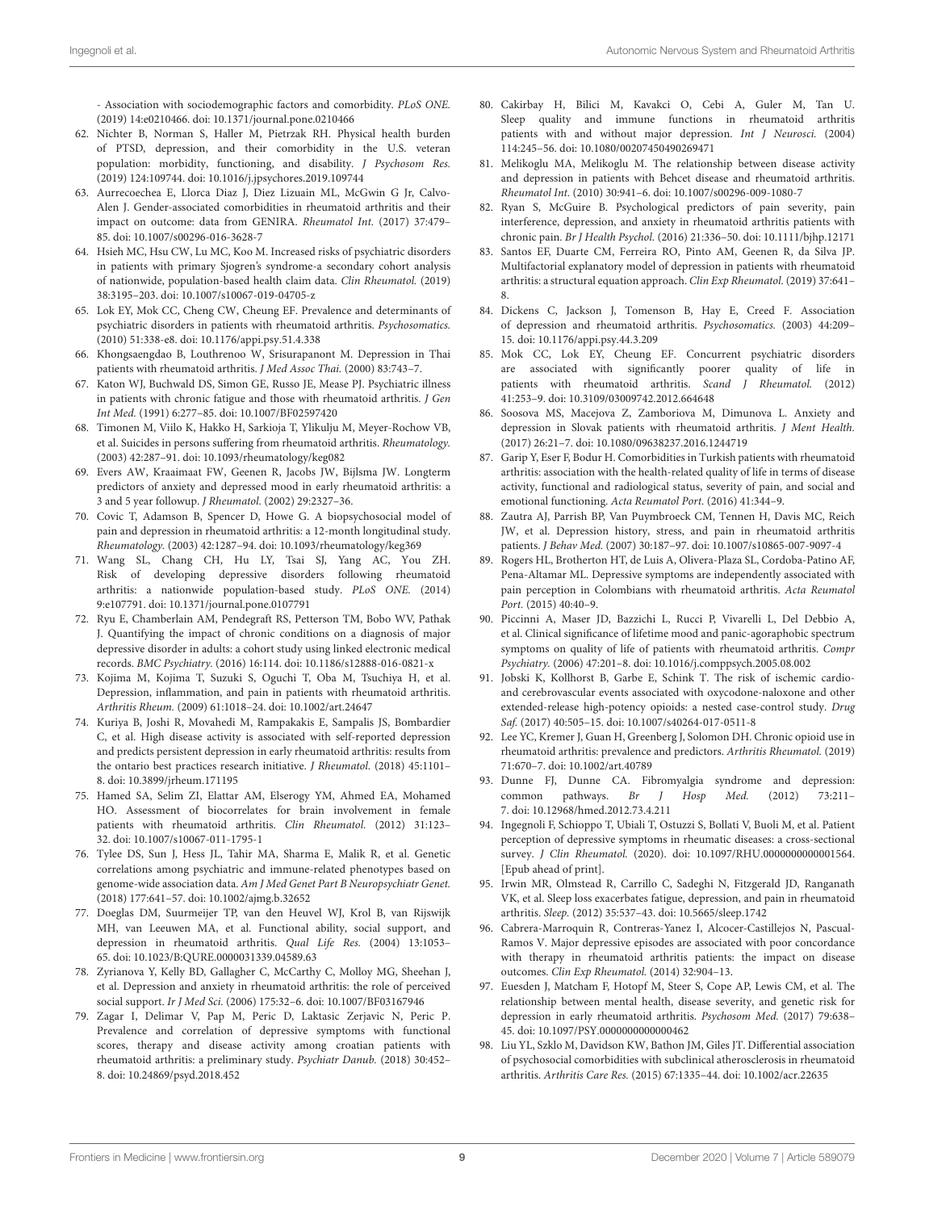- Association with sociodemographic factors and comorbidity. *PLoS ONE.* (2019) 14:e0210466. doi: 10.1371/journal.pone.0210466

62. Nichter B, Norman S, Haller M, Pietrzak RH. Physical health burden of PTSD, depression, and their comorbidity in the U.S. veteran population: morbidity, functioning, and disability. *J Psychosom Res.* (2019) 124:109744. doi: 10.1016/j.jpsychores.2019.109744
63. Aurrecoechea E, Llorca Diaz J, Diez Lizuain ML, McGwin G Jr, Calvo-Alen J. Gender-associated comorbidities in rheumatoid arthritis and their impact on outcome: data from GENIRA. *Rheumatol Int.* (2017) 37:479–85. doi: 10.1007/s00296-016-3628-7
64. Hsieh MC, Hsu CW, Lu MC, Koo M. Increased risks of psychiatric disorders in patients with primary Sjogren's syndrome-a secondary cohort analysis of nationwide, population-based health claim data. *Clin Rheumatol.* (2019) 38:3195–203. doi: 10.1007/s10067-019-04705-z
65. Lok EY, Mok CC, Cheng CW, Cheung EF. Prevalence and determinants of psychiatric disorders in patients with rheumatoid arthritis. *Psychosomatics.* (2010) 51:338-e8. doi: 10.1176/appi.psy.51.4.338
66. Khongsaengdao B, Louthrenoo W, Srisurapanont M. Depression in Thai patients with rheumatoid arthritis. *J Med Assoc Thai.* (2000) 83:743–7.
67. Katon WJ, Buchwald DS, Simon GE, Russo JE, Mease PJ. Psychiatric illness in patients with chronic fatigue and those with rheumatoid arthritis. *J Gen Int Med.* (1991) 6:277–85. doi: 10.1007/BF02597420
68. Timonen M, Viilo K, Hakko H, Sarkioja T, Ylikulju M, Meyer-Rochow VB, et al. Suicides in persons suffering from rheumatoid arthritis. *Rheumatology.* (2003) 42:287–91. doi: 10.1093/rheumatology/keg082
69. Evers AW, Kraaimaat FW, Geenen R, Jacobs JW, Bijlsma JW. Longterm predictors of anxiety and depressed mood in early rheumatoid arthritis: a 3 and 5 year followup. *J Rheumatol.* (2002) 29:2327–36.
70. Covic T, Adamson B, Spencer D, Howe G. A biopsychosocial model of pain and depression in rheumatoid arthritis: a 12-month longitudinal study. *Rheumatology.* (2003) 42:1287–94. doi: 10.1093/rheumatology/keg369
71. Wang SL, Chang CH, Hu LY, Tsai SJ, Yang AC, You ZH. Risk of developing depressive disorders following rheumatoid arthritis: a nationwide population-based study. *PLoS ONE.* (2014) 9:e107791. doi: 10.1371/journal.pone.0107791
72. Ryu E, Chamberlain AM, Pendegraft RS, Petterson TM, Bobo WV, Pathak J. Quantifying the impact of chronic conditions on a diagnosis of major depressive disorder in adults: a cohort study using linked electronic medical records. *BMC Psychiatry.* (2016) 16:114. doi: 10.1186/s12888-016-0821-x
73. Kojima M, Kojima T, Suzuki S, Oguchi T, Oba M, Tsuchiya H, et al. Depression, inflammation, and pain in patients with rheumatoid arthritis. *Arthritis Rheum.* (2009) 61:1018–24. doi: 10.1002/art.24647
74. Kuriya B, Joshi R, Movahedi M, Rampakakis E, Sampalis JS, Bombardier C, et al. High disease activity is associated with self-reported depression and predicts persistent depression in early rheumatoid arthritis: results from the ontario best practices research initiative. *J Rheumatol.* (2018) 45:1101–8. doi: 10.3899/jrheum.171195
75. Hamed SA, Selim ZI, Elattar AM, Elserogy YM, Ahmed EA, Mohamed HO. Assessment of biocorrelates for brain involvement in female patients with rheumatoid arthritis. *Clin Rheumatol.* (2012) 31:123–32. doi: 10.1007/s10067-011-1795-1
76. Tylee DS, Sun J, Hess JL, Tahir MA, Sharma E, Malik R, et al. Genetic correlations among psychiatric and immune-related phenotypes based on genome-wide association data. *Am J Med Genet Part B Neuropsychiatr Genet.* (2018) 177:641–57. doi: 10.1002/ajmg.b.32652
77. Doeglas DM, Suurmeijer TP, van den Heuvel WJ, Krol B, van Rijswijk MH, van Leeuwen MA, et al. Functional ability, social support, and depression in rheumatoid arthritis. *Qual Life Res.* (2004) 13:1053–65. doi: 10.1023/B:QURE.0000031339.04589.63
78. Zyrianova Y, Kelly BD, Gallagher C, McCarthy C, Molloy MG, Sheehan J, et al. Depression and anxiety in rheumatoid arthritis: the role of perceived social support. *Ir J Med Sci.* (2006) 175:32–6. doi: 10.1007/BF03167946
79. Zagar I, Delimar V, Pap M, Peric D, Laktasic Zerjavic N, Peric P. Prevalence and correlation of depressive symptoms with functional scores, therapy and disease activity among croatian patients with rheumatoid arthritis: a preliminary study. *Psychiatr Danub.* (2018) 30:452–8. doi: 10.24869/psyd.2018.452
80. Cakirbay H, Bilici M, Kavakci O, Cebi A, Guler M, Tan U. Sleep quality and immune functions in rheumatoid arthritis patients with and without major depression. *Int J Neurosci.* (2004) 114:245–56. doi: 10.1080/00207450490269471
81. Melikoglu MA, Melikoglu M. The relationship between disease activity and depression in patients with Behcet disease and rheumatoid arthritis. *Rheumatol Int.* (2010) 30:941–6. doi: 10.1007/s00296-009-1080-7
82. Ryan S, McGuire B. Psychological predictors of pain severity, pain interference, depression, and anxiety in rheumatoid arthritis patients with chronic pain. *Br J Health Psychol.* (2016) 21:336–50. doi: 10.1111/bjhp.12171
83. Santos EF, Duarte CM, Ferreira RO, Pinto AM, Geenen R, da Silva JP. Multifactorial explanatory model of depression in patients with rheumatoid arthritis: a structural equation approach. *Clin Exp Rheumatol.* (2019) 37:641–8.
84. Dickens C, Jackson J, Tomenson B, Hay E, Creed F. Association of depression and rheumatoid arthritis. *Psychosomatics.* (2003) 44:209–15. doi: 10.1176/appi.psy.44.3.209
85. Mok CC, Lok EY, Cheung EF. Concurrent psychiatric disorders are associated with significantly poorer quality of life in patients with rheumatoid arthritis. *Scand J Rheumatol.* (2012) 41:253–9. doi: 10.3109/03009742.2012.664648
86. Soosova MS, Macejova Z, Zamboriova M, Dimunova L. Anxiety and depression in Slovak patients with rheumatoid arthritis. *J Ment Health.* (2017) 26:21–7. doi: 10.1080/09638237.2016.1244719
87. Garip Y, Eser F, Bodur H. Comorbidities in Turkish patients with rheumatoid arthritis: association with the health-related quality of life in terms of disease activity, functional and radiological status, severity of pain, and social and emotional functioning. *Acta Reumatol Port.* (2016) 41:344–9.
88. Zautra AJ, Parrish BP, Van Puymbroeck CM, Tennen H, Davis MC, Reich JW, et al. Depression history, stress, and pain in rheumatoid arthritis patients. *J Behav Med.* (2007) 30:187–97. doi: 10.1007/s10865-007-9097-4
89. Rogers HL, Brotherton HT, de Luis A, Olivera-Plaza SL, Cordoba-Patino AF, Pena-Altamar ML. Depressive symptoms are independently associated with pain perception in Colombians with rheumatoid arthritis. *Acta Reumatol Port.* (2015) 40:40–9.
90. Piccinni A, Maser JD, Bazzichi L, Rucci P, Vivarelli L, Del Debbio A, et al. Clinical significance of lifetime mood and panic-agoraphobic spectrum symptoms on quality of life of patients with rheumatoid arthritis. *Compr Psychiatry.* (2006) 47:201–8. doi: 10.1016/j.comppsych.2005.08.002
91. Jobski K, Kollhorst B, Garbe E, Schink T. The risk of ischemic cardio- and cerebrovascular events associated with oxycodone-naloxone and other extended-release high-potency opioids: a nested case-control study. *Drug Saf.* (2017) 40:505–15. doi: 10.1007/s40264-017-0511-8
92. Lee YC, Kremer J, Guan H, Greenberg J, Solomon DH. Chronic opioid use in rheumatoid arthritis: prevalence and predictors. *Arthritis Rheumatol.* (2019) 71:670–7. doi: 10.1002/art.40789
93. Dunne FJ, Dunne CA. Fibromyalgia syndrome and depression: common pathways. *Br J Hosp Med.* (2012) 73:211–7. doi: 10.12968/hmed.2012.73.4.211
94. Ingegnoli F, Schioppo T, Ubiali T, Ostuzzi S, Bollati V, Buoli M, et al. Patient perception of depressive symptoms in rheumatic diseases: a cross-sectional survey. *J Clin Rheumatol.* (2020). doi: 10.1097/RHU.0000000000001564. [Epub ahead of print].
95. Irwin MR, Olmstead R, Carrillo C, Sadeghi N, Fitzgerald JD, Ranganath VK, et al. Sleep loss exacerbates fatigue, depression, and pain in rheumatoid arthritis. *Sleep.* (2012) 35:537–43. doi: 10.5665/sleep.1742
96. Cabrera-Marroquin R, Contreras-Yanez I, Alcocer-Castillejos N, Pascual-Ramos V. Major depressive episodes are associated with poor concordance with therapy in rheumatoid arthritis patients: the impact on disease outcomes. *Clin Exp Rheumatol.* (2014) 32:904–13.
97. Euesden J, Matcham F, Hotopf M, Steer S, Cope AP, Lewis CM, et al. The relationship between mental health, disease severity, and genetic risk for depression in early rheumatoid arthritis. *Psychosom Med.* (2017) 79:638–45. doi: 10.1097/PSY.0000000000000462
98. Liu YL, Szklo M, Davidson KW, Bathon JM, Giles JT. Differential association of psychosocial comorbidities with subclinical atherosclerosis in rheumatoid arthritis. *Arthritis Care Res.* (2015) 67:1335–44. doi: 10.1002/acr.22635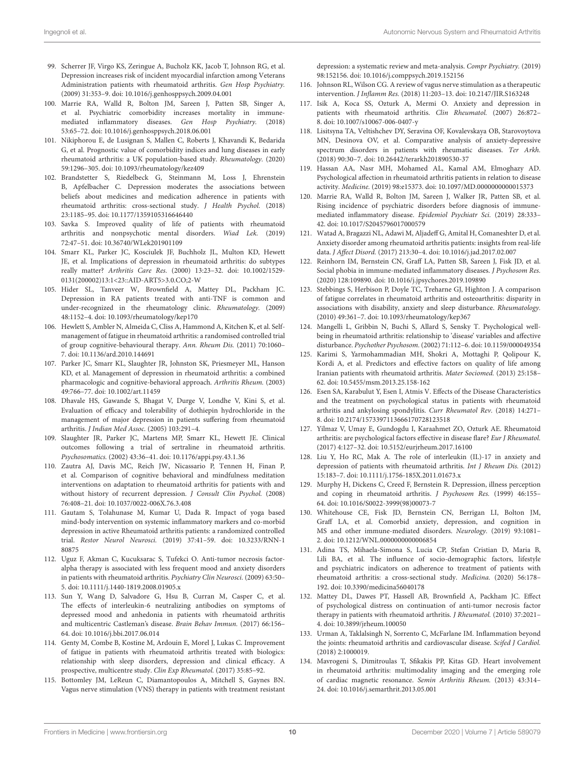99. Scherrer JF, Virgo KS, Zeringue A, Bucholz KK, Jacob T, Johnson RG, et al. Depression increases risk of incident myocardial infarction among Veterans Administration patients with rheumatoid arthritis. *Gen Hosp Psychiatry.* (2009) 31:353–9. doi: 10.1016/j.genhosppsych.2009.04.001
100. Marrie RA, Walld R, Bolton JM, Sareen J, Patten SB, Singer A, et al. Psychiatric comorbidity increases mortality in immune-mediated inflammatory diseases. *Gen Hosp Psychiatry.* (2018) 53:65–72. doi: 10.1016/j.genhosppsych.2018.06.001
101. Nikiphorou E, de Lusignan S, Mallen C, Roberts J, Khavandi K, Bedarida G, et al. Prognostic value of comorbidity indices and lung diseases in early rheumatoid arthritis: a UK population-based study. *Rheumatology.* (2020) 59:1296–305. doi: 10.1093/rheumatology/kez409
102. Brandstetter S, Riedelbeck G, Steinmann M, Loss J, Ehrenstein B, Apfelbacher C. Depression moderates the associations between beliefs about medicines and medication adherence in patients with rheumatoid arthritis: cross-sectional study. *J Health Psychol.* (2018) 23:1185–95. doi: 10.1177/1359105316646440
103. Savka S. Improved quality of life of patients with rheumatoid arthritis and nonpsychotic mental disorders. *Wiad Lek.* (2019) 72:47–51. doi: 10.36740/WLek201901109
104. Smarr KL, Parker JC, Kosciulek JF, Buchholz JL, Multon KD, Hewett JE, et al. Implications of depression in rheumatoid arthritis: do subtypes really matter? *Arthritis Care Res.* (2000) 13:23–32. doi: 10.1002/1529-0131(200002)13:1<23::AID-ART5>3.0.CO;2-W
105. Hider SL, Tanveer W, Brownfield A, Mattey DL, Packham JC. Depression in RA patients treated with anti-TNF is common and under-recognized in the rheumatology clinic. *Rheumatology.* (2009) 48:1152–4. doi: 10.1093/rheumatology/kep170
106. Hewlett S, Ambler N, Almeida C, Cliss A, Hammond A, Kitchen K, et al. Self-management of fatigue in rheumatoid arthritis: a randomised controlled trial of group cognitive-behavioural therapy. *Ann. Rheum Dis.* (2011) 70:1060–7. doi: 10.1136/ard.2010.144691
107. Parker JC, Smarr KL, Slaughter JR, Johnston SK, Priesmeyer ML, Hanson KD, et al. Management of depression in rheumatoid arthritis: a combined pharmacologic and cognitive-behavioral approach. *Arthritis Rheum.* (2003) 49:766–77. doi: 10.1002/art.11459
108. Dhavale HS, Gawande S, Bhagat V, Durge V, Londhe V, Kini S, et al. Evaluation of efficacy and tolerability of dothiepin hydrochloride in the management of major depression in patients suffering from rheumatoid arthritis. *J Indian Med Assoc.* (2005) 103:291–4.
109. Slaughter JR, Parker JC, Martens MP, Smarr KL, Hewett JE. Clinical outcomes following a trial of sertraline in rheumatoid arthritis. *Psychosomatics.* (2002) 43:36–41. doi: 10.1176/appi.psy.43.1.36
110. Zautra AJ, Davis MC, Reich JW, Nicassario P, Tennen H, Finan P, et al. Comparison of cognitive behavioral and mindfulness meditation interventions on adaptation to rheumatoid arthritis for patients with and without history of recurrent depression. *J Consult Clin Psychol.* (2008) 76:408–21. doi: 10.1037/0022-006X.76.3.408
111. Gautam S, Tolahunase M, Kumar U, Dada R. Impact of yoga based mind-body intervention on systemic inflammatory markers and co-morbid depression in active Rheumatoid arthritis patients: a randomized controlled trial. *Restor Neurol Neurosci.* (2019) 37:41–59. doi: 10.3233/RNN-180875
112. Uguz F, Akman C, Kucuksarac S, Tufekci O. Anti-tumor necrosis factor-alpha therapy is associated with less frequent mood and anxiety disorders in patients with rheumatoid arthritis. *Psychiatry Clin Neurosci.* (2009) 63:50–5. doi: 10.1111/j.1440-1819.2008.01905.x
113. Sun Y, Wang D, Salvadore G, Hsu B, Curran M, Casper C, et al. The effects of interleukin-6 neutralizing antibodies on symptoms of depressed mood and anhedonia in patients with rheumatoid arthritis and multicentric Castleman's disease. *Brain Behav Immun.* (2017) 66:156–64. doi: 10.1016/j.bbi.2017.06.014
114. Genty M, Combe B, Kostine M, Ardouin E, Morel J, Lukas C. Improvement of fatigue in patients with rheumatoid arthritis treated with biologics: relationship with sleep disorders, depression and clinical efficacy. A prospective, multicentre study. *Clin Exp Rheumatol.* (2017) 35:85–92.
115. Bottomley JM, LeReun C, Diamantopoulos A, Mitchell S, Gaynes BN. Vagus nerve stimulation (VNS) therapy in patients with treatment resistant depression: a systematic review and meta-analysis. *Compr Psychiatry.* (2019) 98:152156. doi: 10.1016/j.comppsych.2019.152156
116. Johnson RL, Wilson CG. A review of vagus nerve stimulation as a therapeutic intervention. *J Inflamm Res.* (2018) 11:203–13. doi: 10.2147/JIR.S163248
117. Isik A, Koca SS, Ozturk A, Mermi O. Anxiety and depression in patients with rheumatoid arthritis. *Clin Rheumatol.* (2007) 26:872–8. doi: 10.1007/s10067-006-0407-y
118. Lisitsyna TA, Veltishchev DY, Seravina OF, Kovalevskaya OB, Starovoytova MN, Desinova OV, et al. Comparative analysis of anxiety-depressive spectrum disorders in patients with rheumatic diseases. *Ter Arkh.* (2018) 90:30–7. doi: 10.26442/terarkh201890530-37
119. Hassan AA, Nasr MH, Mohamed AL, Kamal AM, Elmoghazy AD. Psychological affection in rheumatoid arthritis patients in relation to disease activity. *Medicine.* (2019) 98:e15373. doi: 10.1097/MD.0000000000015373
120. Marrie RA, Walld R, Bolton JM, Sareen J, Walker JR, Patten SB, et al. Rising incidence of psychiatric disorders before diagnosis of immune-mediated inflammatory disease. *Epidemiol Psychiatr Sci.* (2019) 28:333–42. doi: 10.1017/S2045796017000579
121. Watad A, Bragazzi NL, Adawi M, Aljadeff G, Amital H, Comaneshter D, et al. Anxiety disorder among rheumatoid arthritis patients: insights from real-life data. *J Affect Disord.* (2017) 213:30–4. doi: 10.1016/j.jad.2017.02.007
122. Reinhorn IM, Bernstein CN, Graff LA, Patten SB, Sareen J, Fisk JD, et al. Social phobia in immune-mediated inflammatory diseases. *J Psychosom Res.* (2020) 128:109890. doi: 10.1016/j.jpsychores.2019.109890
123. Stebbings S, Herbison P, Doyle TC, Treharne GJ, Highton J. A comparison of fatigue correlates in rheumatoid arthritis and osteoarthritis: disparity in associations with disability, anxiety and sleep disturbance. *Rheumatology.* (2010) 49:361–7. doi: 10.1093/rheumatology/kep367
124. Mangelli L, Gribbin N, Buchi S, Allard S, Sensky T. Psychological well-being in rheumatoid arthritis: relationship to 'disease' variables and affective disturbance. *Psychother Psychosom.* (2002) 71:112–6. doi: 10.1159/000049354
125. Karimi S, Yarmohammadian MH, Shokri A, Mottaghi P, Qolipour K, Kordi A, et al. Predictors and effective factors on quality of life among Iranian patients with rheumatoid arthritis. *Mater Sociomed.* (2013) 25:158–62. doi: 10.5455/msm.2013.25.158-162
126. Esen SA, Karabulut Y, Esen I, Atmis V. Effects of the Disease Characteristics and the treatment on psychological status in patients with rheumatoid arthritis and ankylosing spondylitis. *Curr Rheumatol Rev.* (2018) 14:271–8. doi: 10.2174/1573397113666170728123518
127. Yilmaz V, Umay E, Gundogdu I, Karaahmet ZO, Ozturk AE. Rheumatoid arthritis: are psychological factors effective in disease flare? *Eur J Rheumatol.* (2017) 4:127–32. doi: 10.5152/eurjrheum.2017.16100
128. Liu Y, Ho RC, Mak A. The role of interleukin (IL)-17 in anxiety and depression of patients with rheumatoid arthritis. *Int J Rheum Dis.* (2012) 15:183–7. doi: 10.1111/j.1756-185X.2011.01673.x
129. Murphy H, Dickens C, Creed F, Bernstein R. Depression, illness perception and coping in rheumatoid arthritis. *J Psychosom Res.* (1999) 46:155–64. doi: 10.1016/S0022-3999(98)00073-7
130. Whitehouse CE, Fisk JD, Bernstein CN, Berrigan LI, Bolton JM, Graff LA, et al. Comorbid anxiety, depression, and cognition in MS and other immune-mediated disorders. *Neurology.* (2019) 93:1081–2. doi: 10.1212/WNL.0000000000006854
131. Adina TS, Mihaela-Simona S, Lucia CP, Stefan Cristian D, Maria B, Lili BA, et al. The influence of socio-demographic factors, lifestyle and psychiatric indicators on adherence to treatment of patients with rheumatoid arthritis: a cross-sectional study. *Medicina.* (2020) 56:178–192. doi: 10.3390/medicina56040178
132. Mattey DL, Dawes PT, Hassell AB, Brownfield A, Packham JC. Effect of psychological distress on continuation of anti-tumor necrosis factor therapy in patients with rheumatoid arthritis. *J Rheumatol.* (2010) 37:2021–4. doi: 10.3899/jrheum.100050
133. Urman A, Taklalsingh N, Sorrento C, McFarlane IM. Inflammation beyond the joints: rheumatoid arthritis and cardiovascular disease. *Scifed J Cardiol.* (2018) 2:1000019.
134. Mavrogeni S, Dimitroulas T, Sfikakis PP, Kitas GD. Heart involvement in rheumatoid arthritis: multimodality imaging and the emerging role of cardiac magnetic resonance. *Semin Arthritis Rheum.* (2013) 43:314–24. doi: 10.1016/j.semarthrit.2013.05.001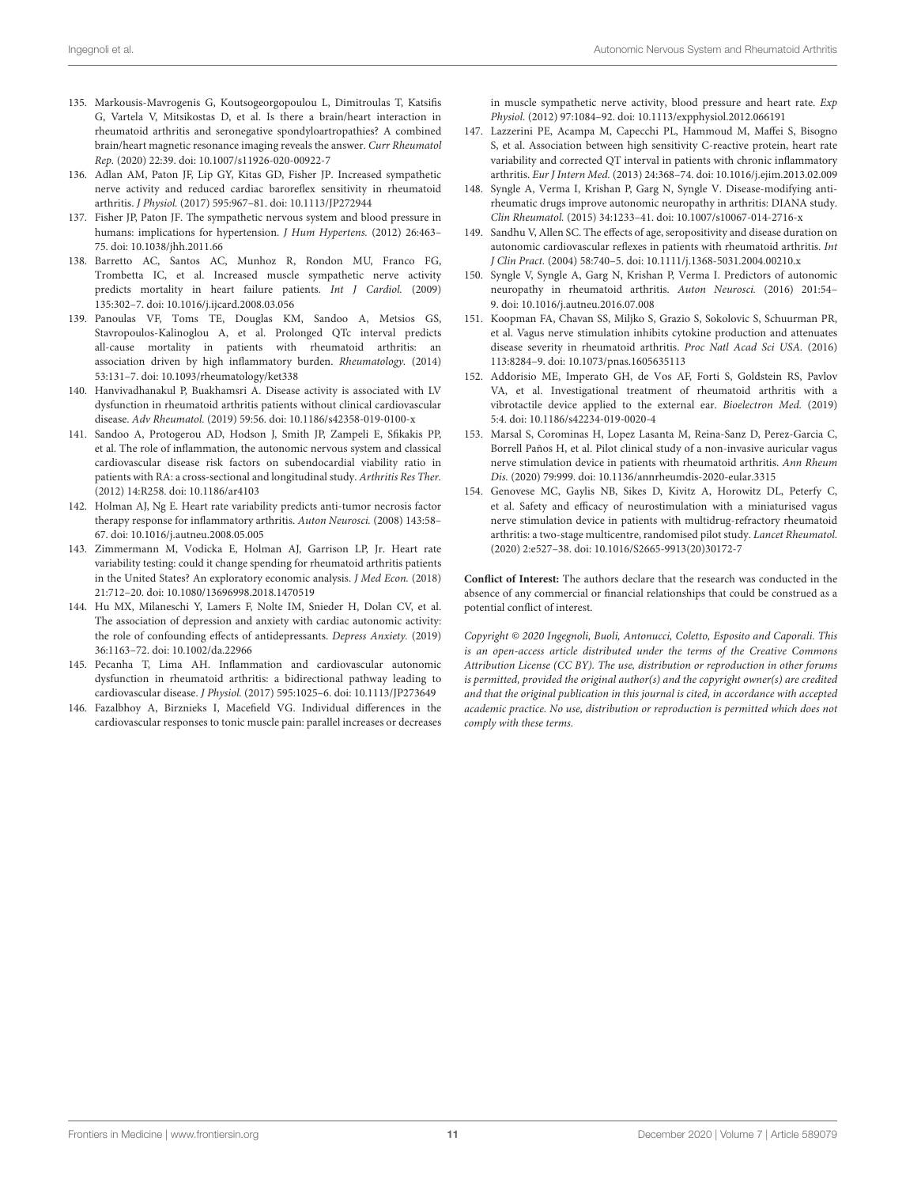135. Markousis-Mavrogenis G, Koutsogeorgopoulou L, Dimitroulas T, Katsifis G, Vartela V, Mitsikostas D, et al. Is there a brain/heart interaction in rheumatoid arthritis and seronegative spondyloartropathies? A combined brain/heart magnetic resonance imaging reveals the answer. *Curr Rheumatol Rep.* (2020) 22:39. doi: 10.1007/s11926-020-00922-7
136. Adlan AM, Paton JF, Lip GY, Kitas GD, Fisher JP. Increased sympathetic nerve activity and reduced cardiac baroreflex sensitivity in rheumatoid arthritis. *J Physiol.* (2017) 595:967–81. doi: 10.1113/JP272944
137. Fisher JP, Paton JF. The sympathetic nervous system and blood pressure in humans: implications for hypertension. *J Hum Hypertens.* (2012) 26:463–75. doi: 10.1038/jhh.2011.66
138. Barretto AC, Santos AC, Munhoz R, Rondon MU, Franco FG, Trombetta IC, et al. Increased muscle sympathetic nerve activity predicts mortality in heart failure patients. *Int J Cardiol.* (2009) 135:302–7. doi: 10.1016/j.ijcard.2008.03.056
139. Panoulas VF, Toms TE, Douglas KM, Sandoo A, Metsios GS, Stavropoulos-Kalinoglou A, et al. Prolonged QTc interval predicts all-cause mortality in patients with rheumatoid arthritis: an association driven by high inflammatory burden. *Rheumatology.* (2014) 53:131–7. doi: 10.1093/rheumatology/ket338
140. Hanvivadhanakul P, Buakhamsri A. Disease activity is associated with LV dysfunction in rheumatoid arthritis patients without clinical cardiovascular disease. *Adv Rheumatol.* (2019) 59:56. doi: 10.1186/s42358-019-0100-x
141. Sandoo A, Protogerou AD, Hodson J, Smith JP, Zampeli E, Sfikakis PP, et al. The role of inflammation, the autonomic nervous system and classical cardiovascular disease risk factors on subendocardial viability ratio in patients with RA: a cross-sectional and longitudinal study. *Arthritis Res Ther.* (2012) 14:R258. doi: 10.1186/ar4103
142. Holman AJ, Ng E. Heart rate variability predicts anti-tumor necrosis factor therapy response for inflammatory arthritis. *Auton Neurosci.* (2008) 143:58–67. doi: 10.1016/j.autneu.2008.05.005
143. Zimmermann M, Vodicka E, Holman AJ, Garrison LP, Jr. Heart rate variability testing: could it change spending for rheumatoid arthritis patients in the United States? An exploratory economic analysis. *J Med Econ.* (2018) 21:712–20. doi: 10.1080/13696998.2018.1470519
144. Hu MX, Milaneschi Y, Lamers F, Nolte IM, Snieder H, Dolan CV, et al. The association of depression and anxiety with cardiac autonomic activity: the role of confounding effects of antidepressants. *Depress Anxiety.* (2019) 36:1163–72. doi: 10.1002/da.22966
145. Pecanha T, Lima AH. Inflammation and cardiovascular autonomic dysfunction in rheumatoid arthritis: a bidirectional pathway leading to cardiovascular disease. *J Physiol.* (2017) 595:1025–6. doi: 10.1113/JP273649
146. Fazalbhoy A, Birznieks I, Macefield VG. Individual differences in the cardiovascular responses to tonic muscle pain: parallel increases or decreases in muscle sympathetic nerve activity, blood pressure and heart rate. *Exp Physiol.* (2012) 97:1084–92. doi: 10.1113/expphysiol.2012.066191
147. Lazzerini PE, Acampa M, Capecchi PL, Hammoud M, Maffei S, Bisogno S, et al. Association between high sensitivity C-reactive protein, heart rate variability and corrected QT interval in patients with chronic inflammatory arthritis. *Eur J Intern Med.* (2013) 24:368–74. doi: 10.1016/j.ejim.2013.02.009
148. Syngle A, Verma I, Krishan P, Garg N, Syngle V. Disease-modifying anti-rheumatic drugs improve autonomic neuropathy in arthritis: DIANA study. *Clin Rheumatol.* (2015) 34:1233–41. doi: 10.1007/s10067-014-2716-x
149. Sandhu V, Allen SC. The effects of age, seropositivity and disease duration on autonomic cardiovascular reflexes in patients with rheumatoid arthritis. *Int J Clin Pract.* (2004) 58:740–5. doi: 10.1111/j.1368-5031.2004.00210.x
150. Syngle V, Syngle A, Garg N, Krishan P, Verma I. Predictors of autonomic neuropathy in rheumatoid arthritis. *Auton Neurosci.* (2016) 201:54–9. doi: 10.1016/j.autneu.2016.07.008
151. Koopman FA, Chavan SS, Miljko S, Grazio S, Sokolovic S, Schuurman PR, et al. Vagus nerve stimulation inhibits cytokine production and attenuates disease severity in rheumatoid arthritis. *Proc Natl Acad Sci USA.* (2016) 113:8284–9. doi: 10.1073/pnas.1605635113
152. Addorisio ME, Imperato GH, de Vos AF, Forti S, Goldstein RS, Pavlov VA, et al. Investigational treatment of rheumatoid arthritis with a vibrotactile device applied to the external ear. *Bioelectron Med.* (2019) 5:4. doi: 10.1186/s42234-019-0020-4
153. Marsal S, Corominas H, Lopez Lasanta M, Reina-Sanz D, Perez-Garcia C, Borrell Paños H, et al. Pilot clinical study of a non-invasive auricular vagus nerve stimulation device in patients with rheumatoid arthritis. *Ann Rheum Dis.* (2020) 79:999. doi: 10.1136/annrheumdis-2020-eular.3315
154. Genovese MC, Gaylis NB, Sikes D, Kivitz A, Horowitz DL, Peterfy C, et al. Safety and efficacy of neurostimulation with a miniaturised vagus nerve stimulation device in patients with multidrug-refractory rheumatoid arthritis: a two-stage multicentre, randomised pilot study. *Lancet Rheumatol.* (2020) 2:e527–38. doi: 10.1016/S2665-9913(20)30172-7

**Conflict of Interest:** The authors declare that the research was conducted in the absence of any commercial or financial relationships that could be construed as a potential conflict of interest.

*Copyright © 2020 Ingegnoli, Buoli, Antonucci, Coletto, Esposito and Caporali. This is an open-access article distributed under the terms of the Creative Commons Attribution License (CC BY). The use, distribution or reproduction in other forums is permitted, provided the original author(s) and the copyright owner(s) are credited and that the original publication in this journal is cited, in accordance with accepted academic practice. No use, distribution or reproduction is permitted which does not comply with these terms.*